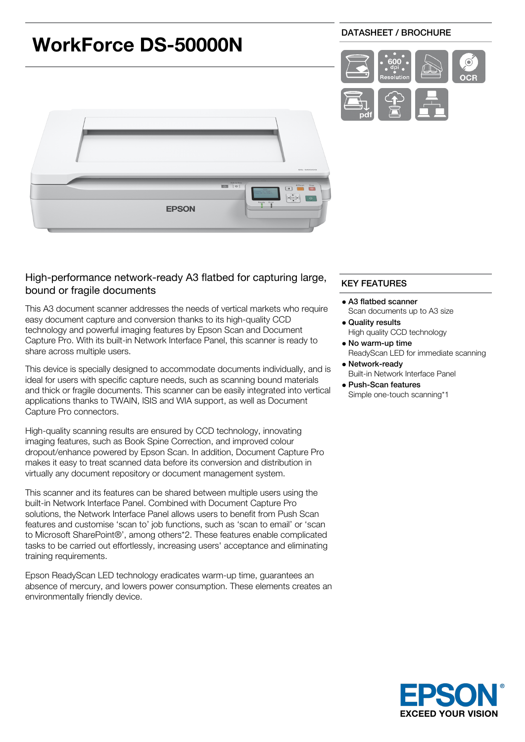# WorkForce DS-50000N

DATASHEET / BROCHURE

## High-performance network-ready A3 flatbed for capturing large, bound or fragile documents

This A3 document scanner addresses the needs of vertical markets who require easy document capture and conversion thanks to its high-quality CCD technology and powerful imaging features by Epson Scan and Document Capture Pro. With its built-in Network Interface Panel, this scanner is ready to share across multiple users.

This device is specially designed to accommodate documents individually, and is ideal for users with specific capture needs, such as scanning bound materials and thick or fragile documents. This scanner can be easily integrated into vertical applications thanks to TWAIN, ISIS and WIA support, as well as Document Capture Pro connectors.

High-quality scanning results are ensured by CCD technology, innovating imaging features, such as Book Spine Correction, and improved colour dropout/enhance powered by Epson Scan. In addition, Document Capture Pro makes it easy to treat scanned data before its conversion and distribution in virtually any document repository or document management system.

This scanner and its features can be shared between multiple users using the built-in Network Interface Panel. Combined with Document Capture Pro solutions, the Network Interface Panel allows users to benefit from Push Scan features and customise 'scan to' job functions, such as 'scan to email' or 'scan to Microsoft SharePoint®', among others*2. These features enable complicated tasks to be carried out effortlessly, increasing users' acceptance and eliminating training requirements.

Epson ReadyScan LED technology eradicates warm-up time, guarantees an absence of mercury, and lowers power consumption. These elements creates an environmentally friendly device.

## KEY FEATURES

- **A3 flatbed scanner**
  Scan documents up to A3 size
- **Quality results**
  High quality CCD technology
- **No warm-up time**
  ReadyScan LED for immediate scanning
- **Network-ready**
  Built-in Network Interface Panel
- **Push-Scan features**
  Simple one-touch scanning*1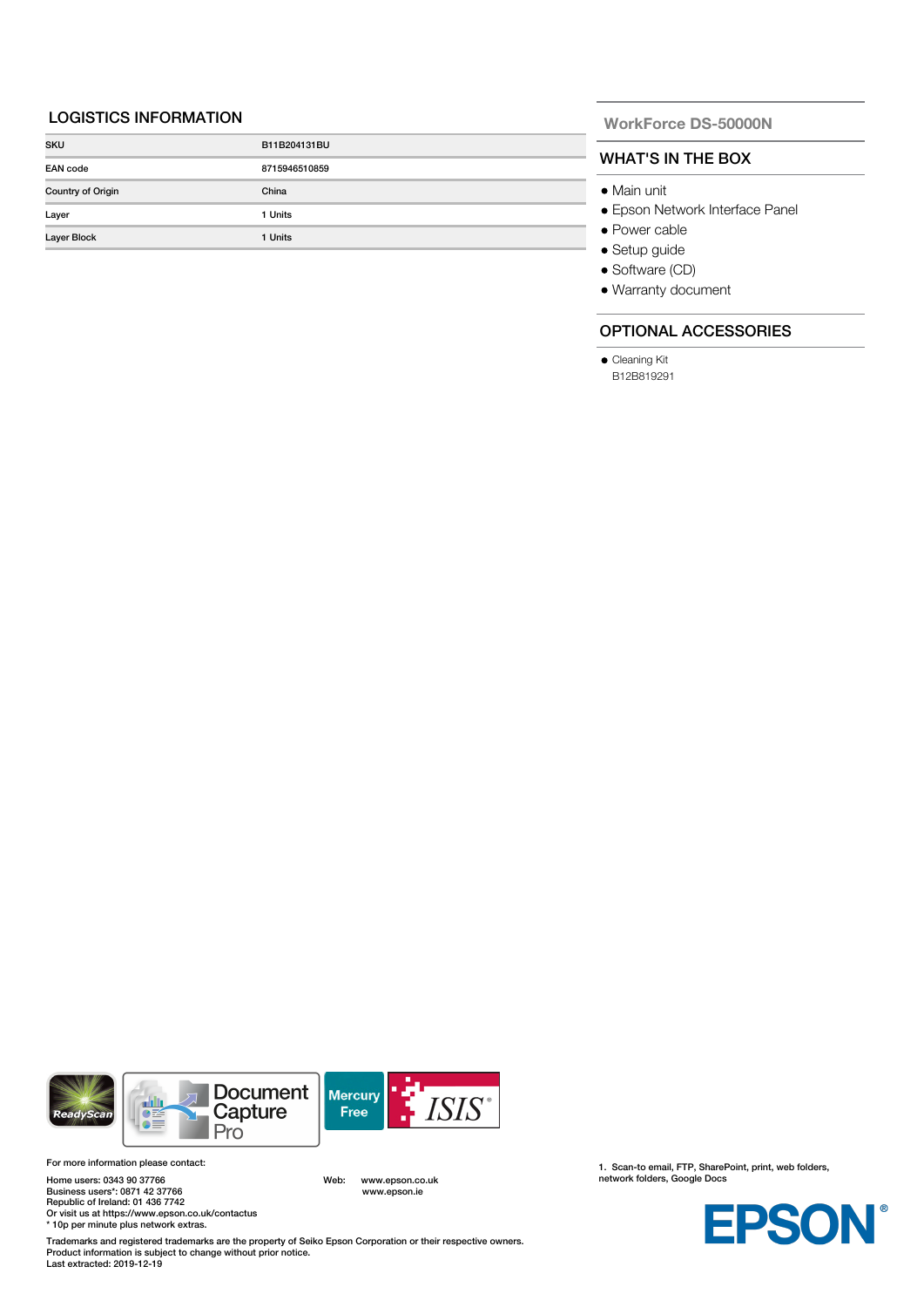## LOGISTICS INFORMATION

| | |
|---|---|
| SKU | B11B204131BU |
| EAN code | 8715946510859 |
| Country of Origin | China |
| Layer | 1 Units |
| Layer Block | 1 Units |

WorkForce DS-50000N

## WHAT'S IN THE BOX

- Main unit
- Epson Network Interface Panel
- Power cable
- Setup guide
- Software (CD)
- Warranty document

## OPTIONAL ACCESSORIES

- Cleaning Kit
  B12B819291

ReadyScan

Document Capture Pro

Mercury Free

ISIS®

For more information please contact:

Home users: 0343 90 37766
Business users*: 0871 42 37766
Republic of Ireland: 01 436 7742
Or visit us at https://www.epson.co.uk/contactus
* 10p per minute plus network extras.

Web: www.epson.co.uk
www.epson.ie

Trademarks and registered trademarks are the property of Seiko Epson Corporation or their respective owners.
Product information is subject to change without prior notice.
Last extracted: 2019-12-19

1. Scan-to email, FTP, SharePoint, print, web folders, network folders, Google Docs

EPSON®